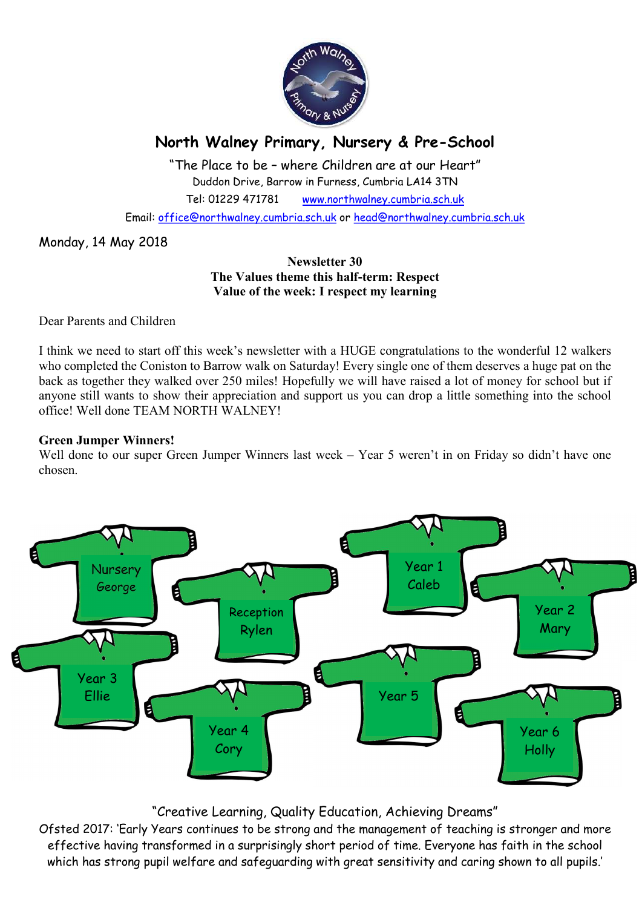# North Walney Primary, Nursery & Pre-School

"The Place to be – where Children are at our Heart"
Duddon Drive, Barrow in Furness, Cumbria LA14 3TN
Tel: 01229 471781 www.northwalney.cumbria.sch.uk
Email: office@northwalney.cumbria.sch.uk or head@northwalney.cumbria.sch.uk

Monday, 14 May 2018

**Newsletter 30**
**The Values theme this half-term: Respect**
**Value of the week: I respect my learning**

Dear Parents and Children

I think we need to start off this week's newsletter with a HUGE congratulations to the wonderful 12 walkers who completed the Coniston to Barrow walk on Saturday! Every single one of them deserves a huge pat on the back as together they walked over 250 miles! Hopefully we will have raised a lot of money for school but if anyone still wants to show their appreciation and support us you can drop a little something into the school office! Well done TEAM NORTH WALNEY!

**Green Jumper Winners!**
Well done to our super Green Jumper Winners last week – Year 5 weren't in on Friday so didn't have one chosen.

Nursery George
Reception Rylen
Year 1 Caleb
Year 2 Mary
Year 3 Ellie
Year 4 Cory
Year 5
Year 6 Holly

"Creative Learning, Quality Education, Achieving Dreams"
Ofsted 2017: 'Early Years continues to be strong and the management of teaching is stronger and more effective having transformed in a surprisingly short period of time. Everyone has faith in the school which has strong pupil welfare and safeguarding with great sensitivity and caring shown to all pupils.'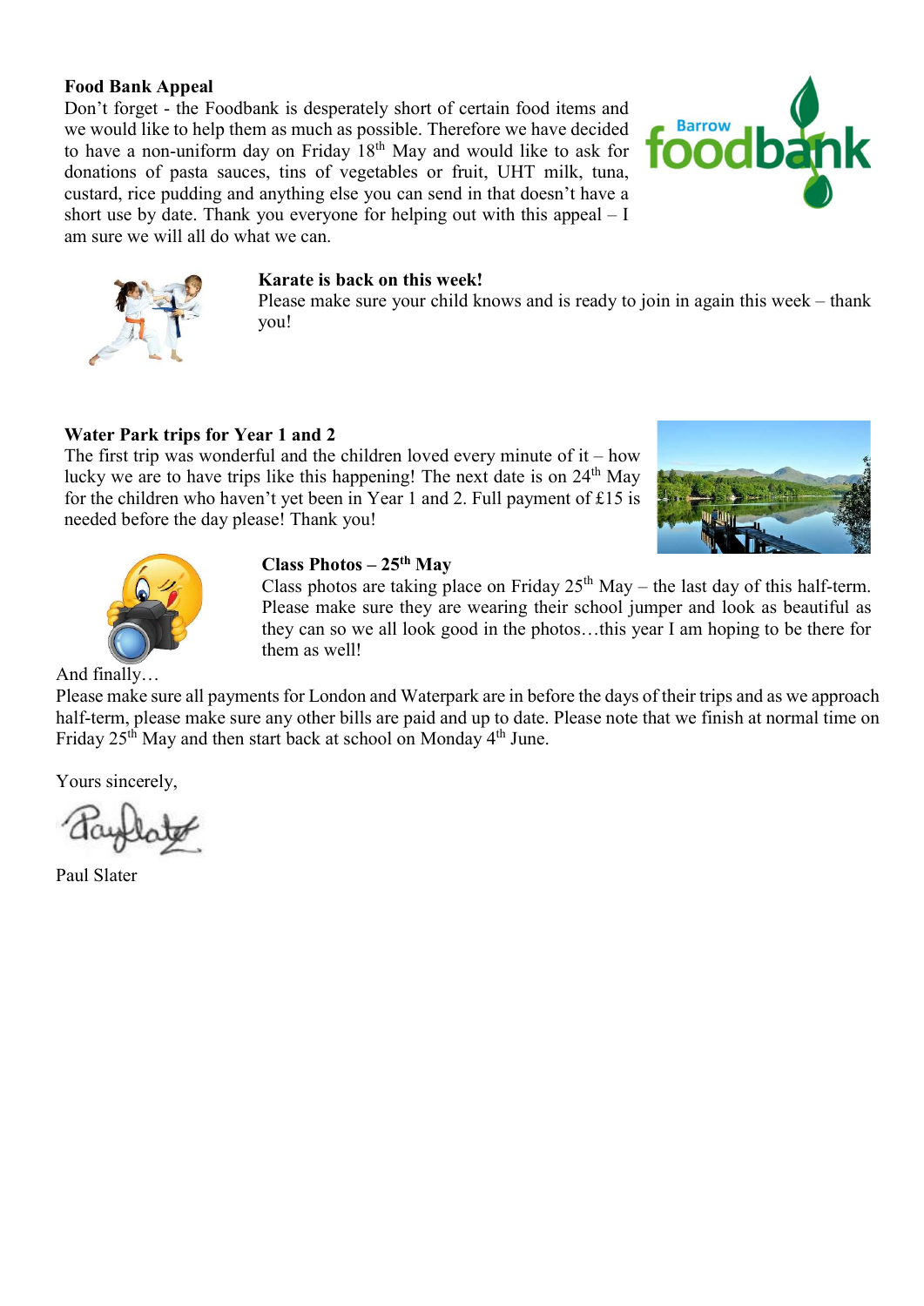**Food Bank Appeal**

Don't forget - the Foodbank is desperately short of certain food items and we would like to help them as much as possible. Therefore we have decided to have a non-uniform day on Friday 18th May and would like to ask for donations of pasta sauces, tins of vegetables or fruit, UHT milk, tuna, custard, rice pudding and anything else you can send in that doesn't have a short use by date. Thank you everyone for helping out with this appeal – I am sure we will all do what we can.

**Karate is back on this week!**

Please make sure your child knows and is ready to join in again this week – thank you!

**Water Park trips for Year 1 and 2**

The first trip was wonderful and the children loved every minute of it – how lucky we are to have trips like this happening! The next date is on 24th May for the children who haven't yet been in Year 1 and 2. Full payment of £15 is needed before the day please! Thank you!

**Class Photos – 25th May**

Class photos are taking place on Friday 25th May – the last day of this half-term. Please make sure they are wearing their school jumper and look as beautiful as they can so we all look good in the photos…this year I am hoping to be there for them as well!

And finally…

Please make sure all payments for London and Waterpark are in before the days of their trips and as we approach half-term, please make sure any other bills are paid and up to date. Please note that we finish at normal time on Friday 25th May and then start back at school on Monday 4th June.

Yours sincerely,

Paul Slater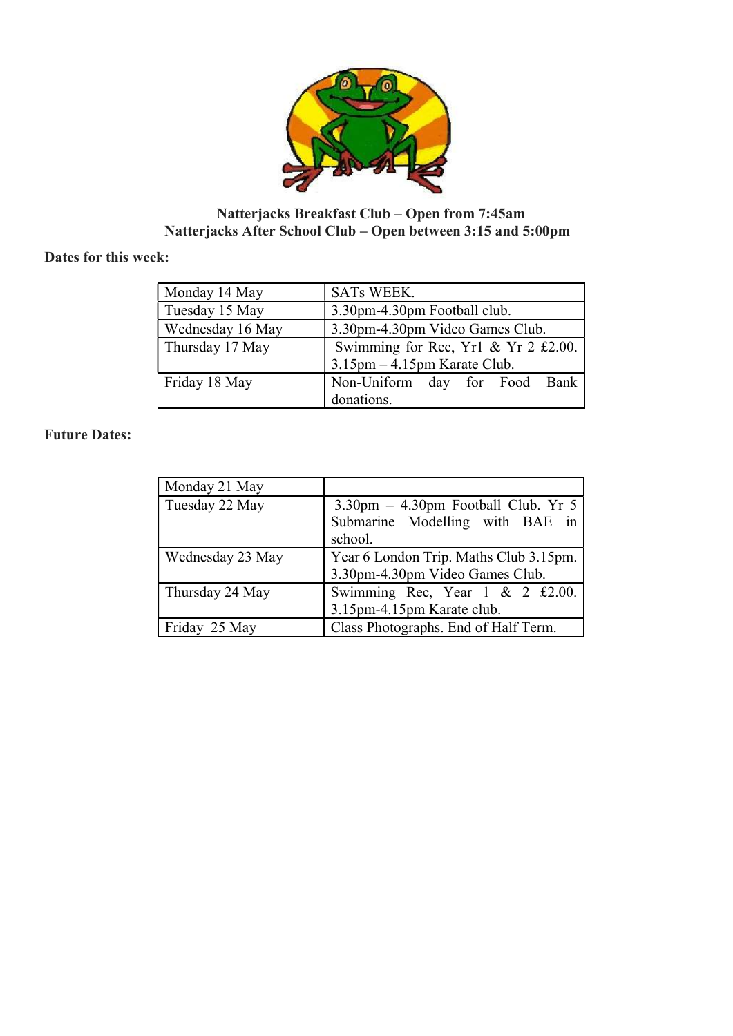**Natterjacks Breakfast Club – Open from 7:45am**
**Natterjacks After School Club – Open between 3:15 and 5:00pm**

**Dates for this week:**

| | |
|---|---|
| Monday 14 May | SATs WEEK. |
| Tuesday 15 May | 3.30pm-4.30pm Football club. |
| Wednesday 16 May | 3.30pm-4.30pm Video Games Club. |
| Thursday 17 May | Swimming for Rec, Yr1 & Yr 2 £2.00. 3.15pm – 4.15pm Karate Club. |
| Friday 18 May | Non-Uniform day for Food Bank donations. |

**Future Dates:**

| | |
|---|---|
| Monday 21 May | |
| Tuesday 22 May | 3.30pm – 4.30pm Football Club. Yr 5 Submarine Modelling with BAE in school. |
| Wednesday 23 May | Year 6 London Trip. Maths Club 3.15pm. 3.30pm-4.30pm Video Games Club. |
| Thursday 24 May | Swimming Rec, Year 1 & 2 £2.00. 3.15pm-4.15pm Karate club. |
| Friday 25 May | Class Photographs. End of Half Term. |